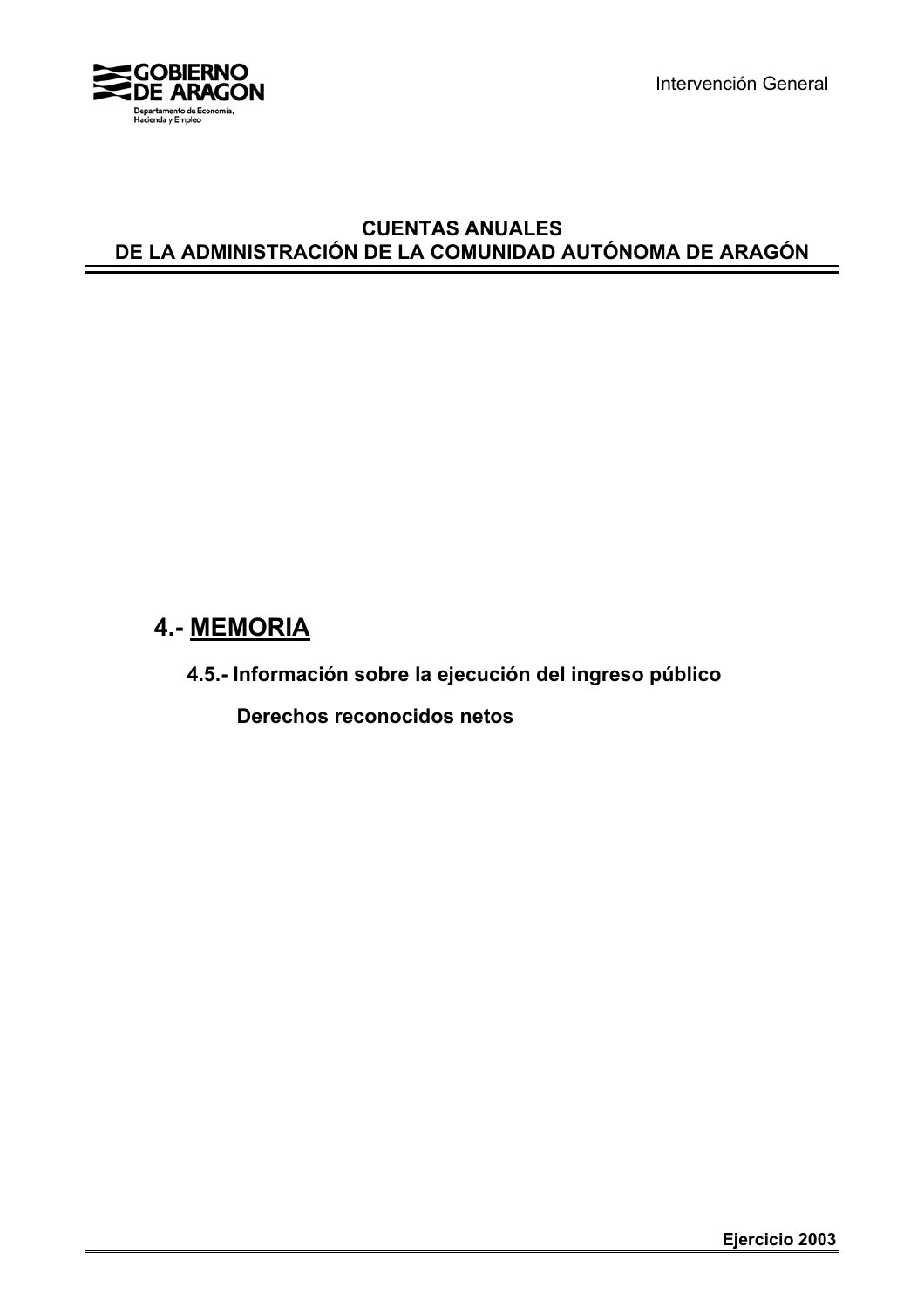# CUENTAS ANUALES
# DE LA ADMINISTRACIÓN DE LA COMUNIDAD AUTÓNOMA DE ARAGÓN

## 4.- MEMORIA

### 4.5.- Información sobre la ejecución del ingreso público

**Derechos reconocidos netos**

**Ejercicio 2003**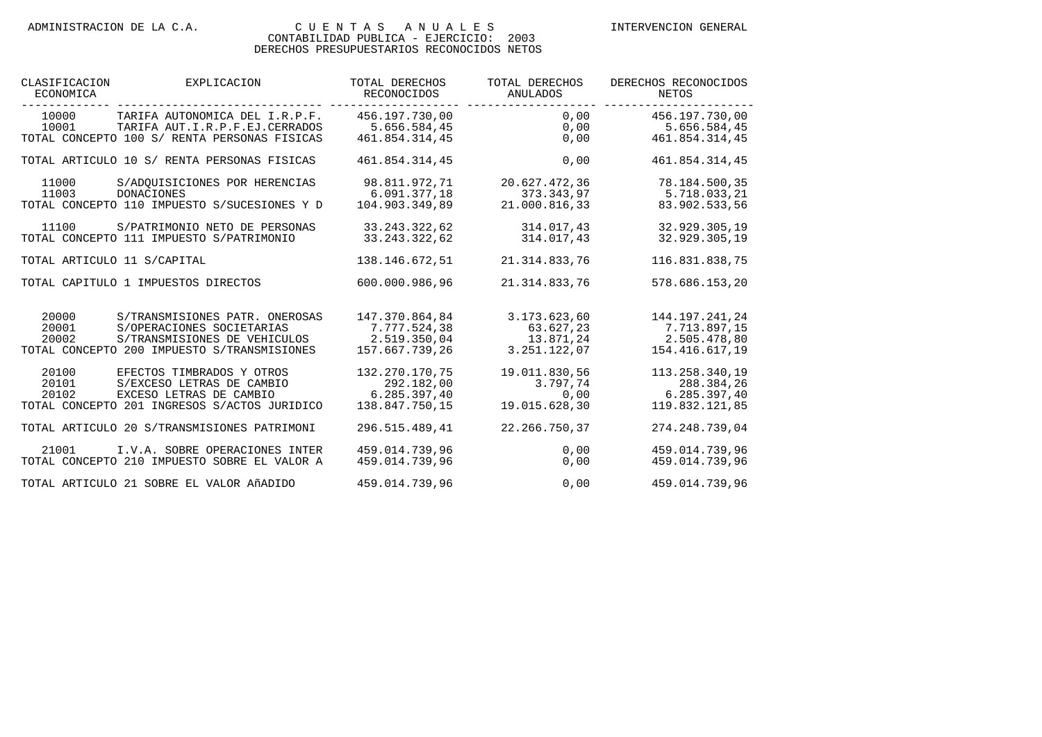ADMINISTRACION DE LA C.A. | CUENTAS ANUALES | INTERVENCION GENERAL

CONTABILIDAD PUBLICA - EJERCICIO: 2003

DERECHOS PRESUPUESTARIOS RECONOCIDOS NETOS

| CLASIFICACION ECONOMICA | EXPLICACION | TOTAL DERECHOS RECONOCIDOS | TOTAL DERECHOS ANULADOS | DERECHOS RECONOCIDOS NETOS |
|---|---|---|---|---|
| 10000 | TARIFA AUTONOMICA DEL I.R.P.F. | 456.197.730,00 | 0,00 | 456.197.730,00 |
| 10001 | TARIFA AUT.I.R.P.F.EJ.CERRADOS | 5.656.584,45 | 0,00 | 5.656.584,45 |
| TOTAL CONCEPTO 100 S/ RENTA PERSONAS FISICAS | | 461.854.314,45 | 0,00 | 461.854.314,45 |
| TOTAL ARTICULO 10 S/ RENTA PERSONAS FISICAS | | 461.854.314,45 | 0,00 | 461.854.314,45 |
| 11000 | S/ADQUISICIONES POR HERENCIAS | 98.811.972,71 | 20.627.472,36 | 78.184.500,35 |
| 11003 | DONACIONES | 6.091.377,18 | 373.343,97 | 5.718.033,21 |
| TOTAL CONCEPTO 110 IMPUESTO S/SUCESIONES Y D | | 104.903.349,89 | 21.000.816,33 | 83.902.533,56 |
| 11100 | S/PATRIMONIO NETO DE PERSONAS | 33.243.322,62 | 314.017,43 | 32.929.305,19 |
| TOTAL CONCEPTO 111 IMPUESTO S/PATRIMONIO | | 33.243.322,62 | 314.017,43 | 32.929.305,19 |
| TOTAL ARTICULO 11 S/CAPITAL | | 138.146.672,51 | 21.314.833,76 | 116.831.838,75 |
| TOTAL CAPITULO 1 IMPUESTOS DIRECTOS | | 600.000.986,96 | 21.314.833,76 | 578.686.153,20 |
| 20000 | S/TRANSMISIONES PATR. ONEROSAS | 147.370.864,84 | 3.173.623,60 | 144.197.241,24 |
| 20001 | S/OPERACIONES SOCIETARIAS | 7.777.524,38 | 63.627,23 | 7.713.897,15 |
| 20002 | S/TRANSMISIONES DE VEHICULOS | 2.519.350,04 | 13.871,24 | 2.505.478,80 |
| TOTAL CONCEPTO 200 IMPUESTO S/TRANSMISIONES | | 157.667.739,26 | 3.251.122,07 | 154.416.617,19 |
| 20100 | EFECTOS TIMBRADOS Y OTROS | 132.270.170,75 | 19.011.830,56 | 113.258.340,19 |
| 20101 | S/EXCESO LETRAS DE CAMBIO | 292.182,00 | 3.797,74 | 288.384,26 |
| 20102 | EXCESO LETRAS DE CAMBIO | 6.285.397,40 | 0,00 | 6.285.397,40 |
| TOTAL CONCEPTO 201 INGRESOS S/ACTOS JURIDICO | | 138.847.750,15 | 19.015.628,30 | 119.832.121,85 |
| TOTAL ARTICULO 20 S/TRANSMISIONES PATRIMONI | | 296.515.489,41 | 22.266.750,37 | 274.248.739,04 |
| 21001 | I.V.A. SOBRE OPERACIONES INTER | 459.014.739,96 | 0,00 | 459.014.739,96 |
| TOTAL CONCEPTO 210 IMPUESTO SOBRE EL VALOR A | | 459.014.739,96 | 0,00 | 459.014.739,96 |
| TOTAL ARTICULO 21 SOBRE EL VALOR AñADIDO | | 459.014.739,96 | 0,00 | 459.014.739,96 |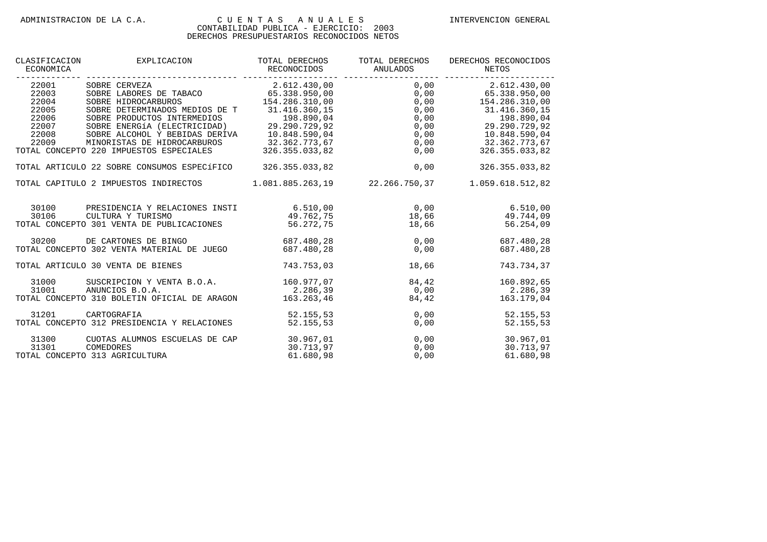ADMINISTRACION DE LA C.A. — CUENTAS ANUALES — INTERVENCION GENERAL

CONTABILIDAD PUBLICA - EJERCICIO: 2003

DERECHOS PRESUPUESTARIOS RECONOCIDOS NETOS

| CLASIFICACION ECONOMICA | EXPLICACION | TOTAL DERECHOS RECONOCIDOS | TOTAL DERECHOS ANULADOS | DERECHOS RECONOCIDOS NETOS |
|---|---|---|---|---|
| 22001 | SOBRE CERVEZA | 2.612.430,00 | 0,00 | 2.612.430,00 |
| 22003 | SOBRE LABORES DE TABACO | 65.338.950,00 | 0,00 | 65.338.950,00 |
| 22004 | SOBRE HIDROCARBUROS | 154.286.310,00 | 0,00 | 154.286.310,00 |
| 22005 | SOBRE DETERMINADOS MEDIOS DE T | 31.416.360,15 | 0,00 | 31.416.360,15 |
| 22006 | SOBRE PRODUCTOS INTERMEDIOS | 198.890,04 | 0,00 | 198.890,04 |
| 22007 | SOBRE ENERGíA (ELECTRICIDAD) | 29.290.729,92 | 0,00 | 29.290.729,92 |
| 22008 | SOBRE ALCOHOL Y BEBIDAS DERIVA | 10.848.590,04 | 0,00 | 10.848.590,04 |
| 22009 | MINORISTAS DE HIDROCARBUROS | 32.362.773,67 | 0,00 | 32.362.773,67 |
| TOTAL CONCEPTO 220 IMPUESTOS ESPECIALES | | 326.355.033,82 | 0,00 | 326.355.033,82 |
| TOTAL ARTICULO 22 SOBRE CONSUMOS ESPECíFICO | | 326.355.033,82 | 0,00 | 326.355.033,82 |
| TOTAL CAPITULO 2 IMPUESTOS INDIRECTOS | | 1.081.885.263,19 | 22.266.750,37 | 1.059.618.512,82 |
| 30100 | PRESIDENCIA Y RELACIONES INSTI | 6.510,00 | 0,00 | 6.510,00 |
| 30106 | CULTURA Y TURISMO | 49.762,75 | 18,66 | 49.744,09 |
| TOTAL CONCEPTO 301 VENTA DE PUBLICACIONES | | 56.272,75 | 18,66 | 56.254,09 |
| 30200 | DE CARTONES DE BINGO | 687.480,28 | 0,00 | 687.480,28 |
| TOTAL CONCEPTO 302 VENTA MATERIAL DE JUEGO | | 687.480,28 | 0,00 | 687.480,28 |
| TOTAL ARTICULO 30 VENTA DE BIENES | | 743.753,03 | 18,66 | 743.734,37 |
| 31000 | SUSCRIPCION Y VENTA B.O.A. | 160.977,07 | 84,42 | 160.892,65 |
| 31001 | ANUNCIOS B.O.A. | 2.286,39 | 0,00 | 2.286,39 |
| TOTAL CONCEPTO 310 BOLETIN OFICIAL DE ARAGON | | 163.263,46 | 84,42 | 163.179,04 |
| 31201 | CARTOGRAFIA | 52.155,53 | 0,00 | 52.155,53 |
| TOTAL CONCEPTO 312 PRESIDENCIA Y RELACIONES | | 52.155,53 | 0,00 | 52.155,53 |
| 31300 | CUOTAS ALUMNOS ESCUELAS DE CAP | 30.967,01 | 0,00 | 30.967,01 |
| 31301 | COMEDORES | 30.713,97 | 0,00 | 30.713,97 |
| TOTAL CONCEPTO 313 AGRICULTURA | | 61.680,98 | 0,00 | 61.680,98 |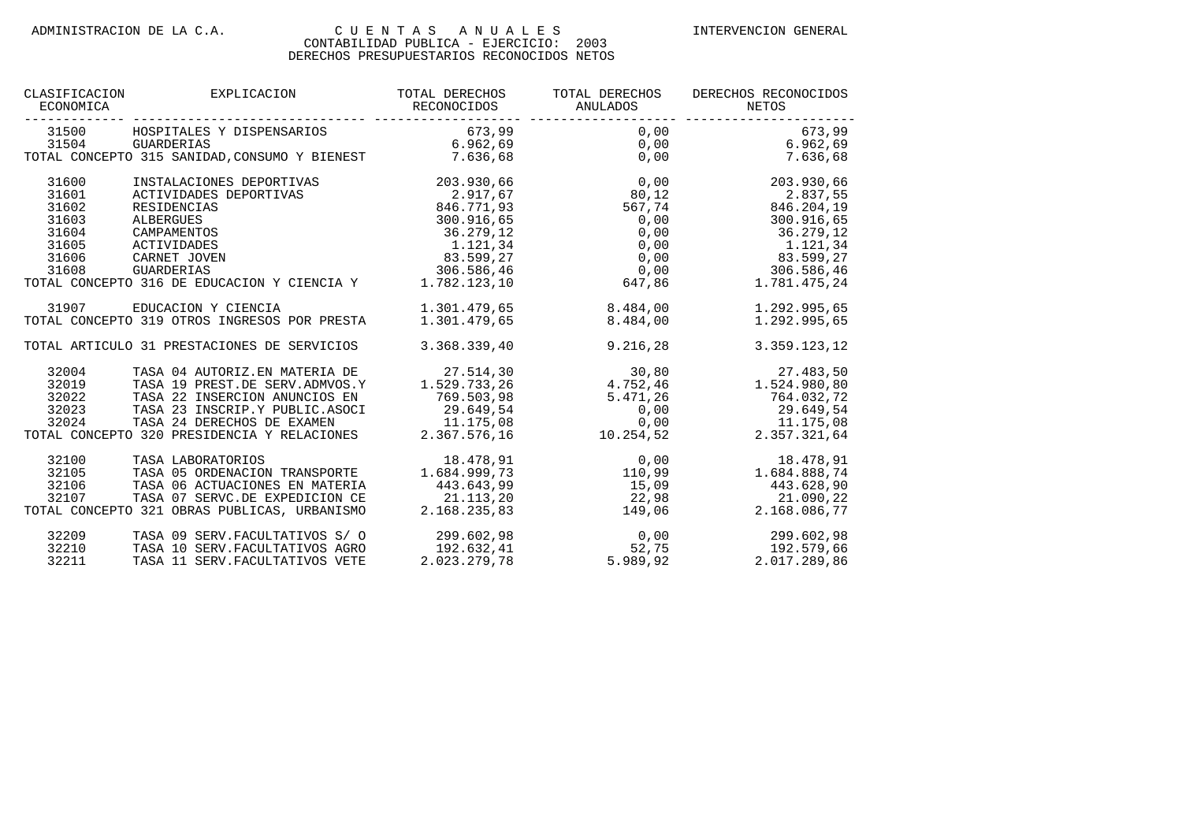ADMINISTRACION DE LA C.A. — CUENTAS ANUALES — INTERVENCION GENERAL

CONTABILIDAD PUBLICA - EJERCICIO: 2003

DERECHOS PRESUPUESTARIOS RECONOCIDOS NETOS

| CLASIFICACION ECONOMICA | EXPLICACION | TOTAL DERECHOS RECONOCIDOS | TOTAL DERECHOS ANULADOS | DERECHOS RECONOCIDOS NETOS |
|---|---|---|---|---|
| 31500 | HOSPITALES Y DISPENSARIOS | 673,99 | 0,00 | 673,99 |
| 31504 | GUARDERIAS | 6.962,69 | 0,00 | 6.962,69 |
| TOTAL CONCEPTO 315 SANIDAD,CONSUMO Y BIENEST | | 7.636,68 | 0,00 | 7.636,68 |
| 31600 | INSTALACIONES DEPORTIVAS | 203.930,66 | 0,00 | 203.930,66 |
| 31601 | ACTIVIDADES DEPORTIVAS | 2.917,67 | 80,12 | 2.837,55 |
| 31602 | RESIDENCIAS | 846.771,93 | 567,74 | 846.204,19 |
| 31603 | ALBERGUES | 300.916,65 | 0,00 | 300.916,65 |
| 31604 | CAMPAMENTOS | 36.279,12 | 0,00 | 36.279,12 |
| 31605 | ACTIVIDADES | 1.121,34 | 0,00 | 1.121,34 |
| 31606 | CARNET JOVEN | 83.599,27 | 0,00 | 83.599,27 |
| 31608 | GUARDERIAS | 306.586,46 | 0,00 | 306.586,46 |
| TOTAL CONCEPTO 316 DE EDUCACION Y CIENCIA Y | | 1.782.123,10 | 647,86 | 1.781.475,24 |
| 31907 | EDUCACION Y CIENCIA | 1.301.479,65 | 8.484,00 | 1.292.995,65 |
| TOTAL CONCEPTO 319 OTROS INGRESOS POR PRESTA | | 1.301.479,65 | 8.484,00 | 1.292.995,65 |
| TOTAL ARTICULO 31 PRESTACIONES DE SERVICIOS | | 3.368.339,40 | 9.216,28 | 3.359.123,12 |
| 32004 | TASA 04 AUTORIZ.EN MATERIA DE | 27.514,30 | 30,80 | 27.483,50 |
| 32019 | TASA 19 PREST.DE SERV.ADMVOS.Y | 1.529.733,26 | 4.752,46 | 1.524.980,80 |
| 32022 | TASA 22 INSERCION ANUNCIOS EN | 769.503,98 | 5.471,26 | 764.032,72 |
| 32023 | TASA 23 INSCRIP.Y PUBLIC.ASOCI | 29.649,54 | 0,00 | 29.649,54 |
| 32024 | TASA 24 DERECHOS DE EXAMEN | 11.175,08 | 0,00 | 11.175,08 |
| TOTAL CONCEPTO 320 PRESIDENCIA Y RELACIONES | | 2.367.576,16 | 10.254,52 | 2.357.321,64 |
| 32100 | TASA LABORATORIOS | 18.478,91 | 0,00 | 18.478,91 |
| 32105 | TASA 05 ORDENACION TRANSPORTE | 1.684.999,73 | 110,99 | 1.684.888,74 |
| 32106 | TASA 06 ACTUACIONES EN MATERIA | 443.643,99 | 15,09 | 443.628,90 |
| 32107 | TASA 07 SERVC.DE EXPEDICION CE | 21.113,20 | 22,98 | 21.090,22 |
| TOTAL CONCEPTO 321 OBRAS PUBLICAS, URBANISMO | | 2.168.235,83 | 149,06 | 2.168.086,77 |
| 32209 | TASA 09 SERV.FACULTATIVOS S/ O | 299.602,98 | 0,00 | 299.602,98 |
| 32210 | TASA 10 SERV.FACULTATIVOS AGRO | 192.632,41 | 52,75 | 192.579,66 |
| 32211 | TASA 11 SERV.FACULTATIVOS VETE | 2.023.279,78 | 5.989,92 | 2.017.289,86 |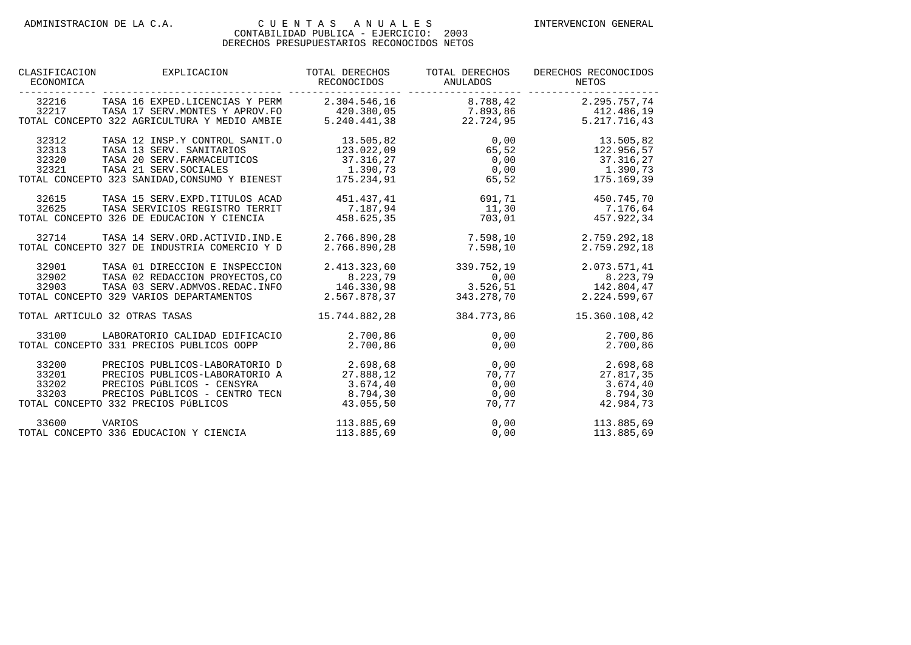ADMINISTRACION DE LA C.A. | C U E N T A S   A N U A L E S | INTERVENCION GENERAL

CONTABILIDAD PUBLICA - EJERCICIO: 2003

DERECHOS PRESUPUESTARIOS RECONOCIDOS NETOS

| CLASIFICACION ECONOMICA | EXPLICACION | TOTAL DERECHOS RECONOCIDOS | TOTAL DERECHOS ANULADOS | DERECHOS RECONOCIDOS NETOS |
|---|---|---|---|---|
| 32216 | TASA 16 EXPED.LICENCIAS Y PERM | 2.304.546,16 | 8.788,42 | 2.295.757,74 |
| 32217 | TASA 17 SERV.MONTES Y APROV.FO | 420.380,05 | 7.893,86 | 412.486,19 |
| TOTAL CONCEPTO 322 AGRICULTURA Y MEDIO AMBIE | | 5.240.441,38 | 22.724,95 | 5.217.716,43 |
| 32312 | TASA 12 INSP.Y CONTROL SANIT.O | 13.505,82 | 0,00 | 13.505,82 |
| 32313 | TASA 13 SERV. SANITARIOS | 123.022,09 | 65,52 | 122.956,57 |
| 32320 | TASA 20 SERV.FARMACEUTICOS | 37.316,27 | 0,00 | 37.316,27 |
| 32321 | TASA 21 SERV.SOCIALES | 1.390,73 | 0,00 | 1.390,73 |
| TOTAL CONCEPTO 323 SANIDAD,CONSUMO Y BIENEST | | 175.234,91 | 65,52 | 175.169,39 |
| 32615 | TASA 15 SERV.EXPD.TITULOS ACAD | 451.437,41 | 691,71 | 450.745,70 |
| 32625 | TASA SERVICIOS REGISTRO TERRIT | 7.187,94 | 11,30 | 7.176,64 |
| TOTAL CONCEPTO 326 DE EDUCACION Y CIENCIA | | 458.625,35 | 703,01 | 457.922,34 |
| 32714 | TASA 14 SERV.ORD.ACTIVID.IND.E | 2.766.890,28 | 7.598,10 | 2.759.292,18 |
| TOTAL CONCEPTO 327 DE INDUSTRIA COMERCIO Y D | | 2.766.890,28 | 7.598,10 | 2.759.292,18 |
| 32901 | TASA 01 DIRECCION E INSPECCION | 2.413.323,60 | 339.752,19 | 2.073.571,41 |
| 32902 | TASA 02 REDACCION PROYECTOS,CO | 8.223,79 | 0,00 | 8.223,79 |
| 32903 | TASA 03 SERV.ADMVOS.REDAC.INFO | 146.330,98 | 3.526,51 | 142.804,47 |
| TOTAL CONCEPTO 329 VARIOS DEPARTAMENTOS | | 2.567.878,37 | 343.278,70 | 2.224.599,67 |
| TOTAL ARTICULO 32 OTRAS TASAS | | 15.744.882,28 | 384.773,86 | 15.360.108,42 |
| 33100 | LABORATORIO CALIDAD EDIFICACIO | 2.700,86 | 0,00 | 2.700,86 |
| TOTAL CONCEPTO 331 PRECIOS PUBLICOS OOPP | | 2.700,86 | 0,00 | 2.700,86 |
| 33200 | PRECIOS PUBLICOS-LABORATORIO D | 2.698,68 | 0,00 | 2.698,68 |
| 33201 | PRECIOS PUBLICOS-LABORATORIO A | 27.888,12 | 70,77 | 27.817,35 |
| 33202 | PRECIOS PúBLICOS - CENSYRA | 3.674,40 | 0,00 | 3.674,40 |
| 33203 | PRECIOS PúBLICOS - CENTRO TECN | 8.794,30 | 0,00 | 8.794,30 |
| TOTAL CONCEPTO 332 PRECIOS PúBLICOS | | 43.055,50 | 70,77 | 42.984,73 |
| 33600 | VARIOS | 113.885,69 | 0,00 | 113.885,69 |
| TOTAL CONCEPTO 336 EDUCACION Y CIENCIA | | 113.885,69 | 0,00 | 113.885,69 |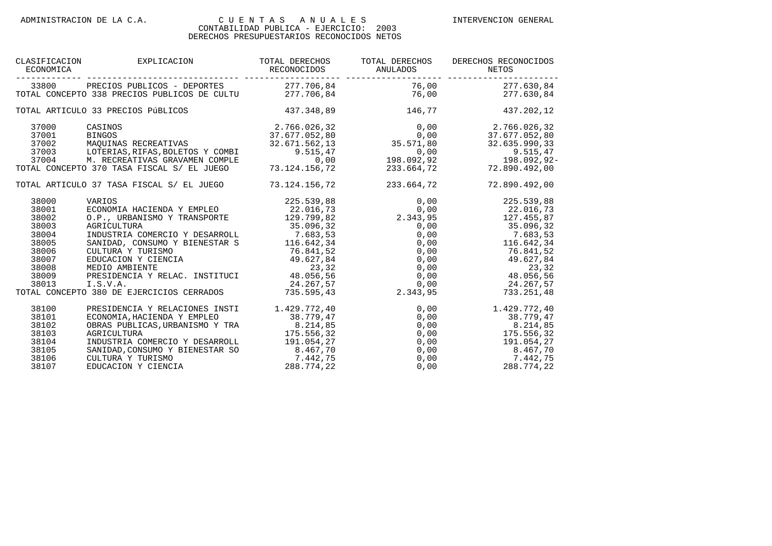ADMINISTRACION DE LA C.A. — C U E N T A S   A N U A L E S — INTERVENCION GENERAL

CONTABILIDAD PUBLICA - EJERCICIO: 2003

DERECHOS PRESUPUESTARIOS RECONOCIDOS NETOS

| CLASIFICACION ECONOMICA | EXPLICACION | TOTAL DERECHOS RECONOCIDOS | TOTAL DERECHOS ANULADOS | DERECHOS RECONOCIDOS NETOS |
|---|---|---|---|---|
| 33800 | PRECIOS PUBLICOS - DEPORTES | 277.706,84 | 76,00 | 277.630,84 |
| TOTAL CONCEPTO 338 PRECIOS PUBLICOS DE CULTU | | 277.706,84 | 76,00 | 277.630,84 |
| TOTAL ARTICULO 33 PRECIOS PúBLICOS | | 437.348,89 | 146,77 | 437.202,12 |
| 37000 | CASINOS | 2.766.026,32 | 0,00 | 2.766.026,32 |
| 37001 | BINGOS | 37.677.052,80 | 0,00 | 37.677.052,80 |
| 37002 | MAQUINAS RECREATIVAS | 32.671.562,13 | 35.571,80 | 32.635.990,33 |
| 37003 | LOTERIAS,RIFAS,BOLETOS Y COMBI | 9.515,47 | 0,00 | 9.515,47 |
| 37004 | M. RECREATIVAS GRAVAMEN COMPLE | 0,00 | 198.092,92 | 198.092,92- |
| TOTAL CONCEPTO 370 TASA FISCAL S/ EL JUEGO | | 73.124.156,72 | 233.664,72 | 72.890.492,00 |
| TOTAL ARTICULO 37 TASA FISCAL S/ EL JUEGO | | 73.124.156,72 | 233.664,72 | 72.890.492,00 |
| 38000 | VARIOS | 225.539,88 | 0,00 | 225.539,88 |
| 38001 | ECONOMIA HACIENDA Y EMPLEO | 22.016,73 | 0,00 | 22.016,73 |
| 38002 | O.P., URBANISMO Y TRANSPORTE | 129.799,82 | 2.343,95 | 127.455,87 |
| 38003 | AGRICULTURA | 35.096,32 | 0,00 | 35.096,32 |
| 38004 | INDUSTRIA COMERCIO Y DESARROLL | 7.683,53 | 0,00 | 7.683,53 |
| 38005 | SANIDAD, CONSUMO Y BIENESTAR S | 116.642,34 | 0,00 | 116.642,34 |
| 38006 | CULTURA Y TURISMO | 76.841,52 | 0,00 | 76.841,52 |
| 38007 | EDUCACION Y CIENCIA | 49.627,84 | 0,00 | 49.627,84 |
| 38008 | MEDIO AMBIENTE | 23,32 | 0,00 | 23,32 |
| 38009 | PRESIDENCIA Y RELAC. INSTITUCI | 48.056,56 | 0,00 | 48.056,56 |
| 38013 | I.S.V.A. | 24.267,57 | 0,00 | 24.267,57 |
| TOTAL CONCEPTO 380 DE EJERCICIOS CERRADOS | | 735.595,43 | 2.343,95 | 733.251,48 |
| 38100 | PRESIDENCIA Y RELACIONES INSTI | 1.429.772,40 | 0,00 | 1.429.772,40 |
| 38101 | ECONOMIA,HACIENDA Y EMPLEO | 38.779,47 | 0,00 | 38.779,47 |
| 38102 | OBRAS PUBLICAS,URBANISMO Y TRA | 8.214,85 | 0,00 | 8.214,85 |
| 38103 | AGRICULTURA | 175.556,32 | 0,00 | 175.556,32 |
| 38104 | INDUSTRIA COMERCIO Y DESARROLL | 191.054,27 | 0,00 | 191.054,27 |
| 38105 | SANIDAD,CONSUMO Y BIENESTAR SO | 8.467,70 | 0,00 | 8.467,70 |
| 38106 | CULTURA Y TURISMO | 7.442,75 | 0,00 | 7.442,75 |
| 38107 | EDUCACION Y CIENCIA | 288.774,22 | 0,00 | 288.774,22 |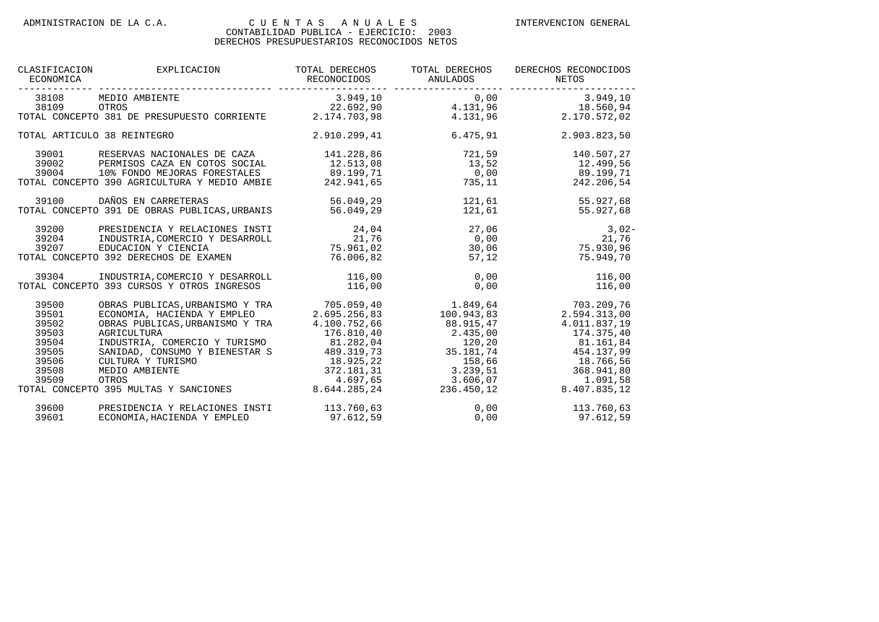ADMINISTRACION DE LA C.A. — CUENTAS ANUALES — INTERVENCION GENERAL

CONTABILIDAD PUBLICA - EJERCICIO: 2003

DERECHOS PRESUPUESTARIOS RECONOCIDOS NETOS

| CLASIFICACION ECONOMICA | EXPLICACION | TOTAL DERECHOS RECONOCIDOS | TOTAL DERECHOS ANULADOS | DERECHOS RECONOCIDOS NETOS |
|---|---|---|---|---|
| 38108 | MEDIO AMBIENTE | 3.949,10 | 0,00 | 3.949,10 |
| 38109 | OTROS | 22.692,90 | 4.131,96 | 18.560,94 |
| TOTAL CONCEPTO 381 DE PRESUPUESTO CORRIENTE | | 2.174.703,98 | 4.131,96 | 2.170.572,02 |
| TOTAL ARTICULO 38 REINTEGRO | | 2.910.299,41 | 6.475,91 | 2.903.823,50 |
| 39001 | RESERVAS NACIONALES DE CAZA | 141.228,86 | 721,59 | 140.507,27 |
| 39002 | PERMISOS CAZA EN COTOS SOCIAL | 12.513,08 | 13,52 | 12.499,56 |
| 39004 | 10% FONDO MEJORAS FORESTALES | 89.199,71 | 0,00 | 89.199,71 |
| TOTAL CONCEPTO 390 AGRICULTURA Y MEDIO AMBIE | | 242.941,65 | 735,11 | 242.206,54 |
| 39100 | DAÑOS EN CARRETERAS | 56.049,29 | 121,61 | 55.927,68 |
| TOTAL CONCEPTO 391 DE OBRAS PUBLICAS,URBANIS | | 56.049,29 | 121,61 | 55.927,68 |
| 39200 | PRESIDENCIA Y RELACIONES INSTI | 24,04 | 27,06 | 3,02- |
| 39204 | INDUSTRIA,COMERCIO Y DESARROLL | 21,76 | 0,00 | 21,76 |
| 39207 | EDUCACION Y CIENCIA | 75.961,02 | 30,06 | 75.930,96 |
| TOTAL CONCEPTO 392 DERECHOS DE EXAMEN | | 76.006,82 | 57,12 | 75.949,70 |
| 39304 | INDUSTRIA,COMERCIO Y DESARROLL | 116,00 | 0,00 | 116,00 |
| TOTAL CONCEPTO 393 CURSOS Y OTROS INGRESOS | | 116,00 | 0,00 | 116,00 |
| 39500 | OBRAS PUBLICAS,URBANISMO Y TRA | 705.059,40 | 1.849,64 | 703.209,76 |
| 39501 | ECONOMIA, HACIENDA Y EMPLEO | 2.695.256,83 | 100.943,83 | 2.594.313,00 |
| 39502 | OBRAS PUBLICAS,URBANISMO Y TRA | 4.100.752,66 | 88.915,47 | 4.011.837,19 |
| 39503 | AGRICULTURA | 176.810,40 | 2.435,00 | 174.375,40 |
| 39504 | INDUSTRIA, COMERCIO Y TURISMO | 81.282,04 | 120,20 | 81.161,84 |
| 39505 | SANIDAD, CONSUMO Y BIENESTAR S | 489.319,73 | 35.181,74 | 454.137,99 |
| 39506 | CULTURA Y TURISMO | 18.925,22 | 158,66 | 18.766,56 |
| 39508 | MEDIO AMBIENTE | 372.181,31 | 3.239,51 | 368.941,80 |
| 39509 | OTROS | 4.697,65 | 3.606,07 | 1.091,58 |
| TOTAL CONCEPTO 395 MULTAS Y SANCIONES | | 8.644.285,24 | 236.450,12 | 8.407.835,12 |
| 39600 | PRESIDENCIA Y RELACIONES INSTI | 113.760,63 | 0,00 | 113.760,63 |
| 39601 | ECONOMIA,HACIENDA Y EMPLEO | 97.612,59 | 0,00 | 97.612,59 |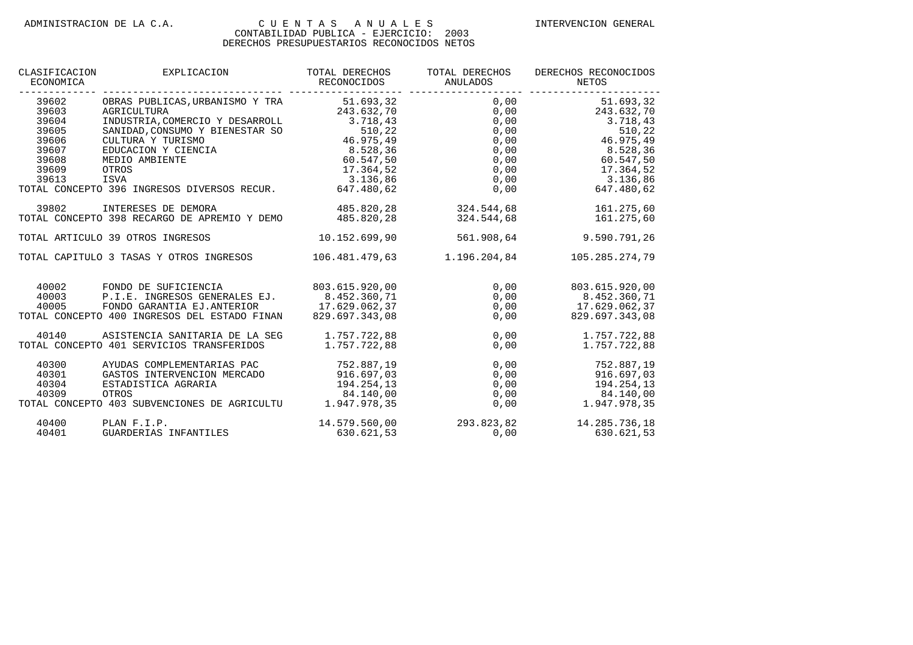ADMINISTRACION DE LA C.A. — CUENTAS ANUALES — INTERVENCION GENERAL

CONTABILIDAD PUBLICA - EJERCICIO: 2003

DERECHOS PRESUPUESTARIOS RECONOCIDOS NETOS

| CLASIFICACION ECONOMICA | EXPLICACION | TOTAL DERECHOS RECONOCIDOS | TOTAL DERECHOS ANULADOS | DERECHOS RECONOCIDOS NETOS |
|---|---|---|---|---|
| 39602 | OBRAS PUBLICAS,URBANISMO Y TRA | 51.693,32 | 0,00 | 51.693,32 |
| 39603 | AGRICULTURA | 243.632,70 | 0,00 | 243.632,70 |
| 39604 | INDUSTRIA,COMERCIO Y DESARROLL | 3.718,43 | 0,00 | 3.718,43 |
| 39605 | SANIDAD,CONSUMO Y BIENESTAR SO | 510,22 | 0,00 | 510,22 |
| 39606 | CULTURA Y TURISMO | 46.975,49 | 0,00 | 46.975,49 |
| 39607 | EDUCACION Y CIENCIA | 8.528,36 | 0,00 | 8.528,36 |
| 39608 | MEDIO AMBIENTE | 60.547,50 | 0,00 | 60.547,50 |
| 39609 | OTROS | 17.364,52 | 0,00 | 17.364,52 |
| 39613 | ISVA | 3.136,86 | 0,00 | 3.136,86 |
| TOTAL CONCEPTO 396 INGRESOS DIVERSOS RECUR. | | 647.480,62 | 0,00 | 647.480,62 |
| 39802 | INTERESES DE DEMORA | 485.820,28 | 324.544,68 | 161.275,60 |
| TOTAL CONCEPTO 398 RECARGO DE APREMIO Y DEMO | | 485.820,28 | 324.544,68 | 161.275,60 |
| TOTAL ARTICULO 39 OTROS INGRESOS | | 10.152.699,90 | 561.908,64 | 9.590.791,26 |
| TOTAL CAPITULO 3 TASAS Y OTROS INGRESOS | | 106.481.479,63 | 1.196.204,84 | 105.285.274,79 |
| 40002 | FONDO DE SUFICIENCIA | 803.615.920,00 | 0,00 | 803.615.920,00 |
| 40003 | P.I.E. INGRESOS GENERALES EJ. | 8.452.360,71 | 0,00 | 8.452.360,71 |
| 40005 | FONDO GARANTIA EJ.ANTERIOR | 17.629.062,37 | 0,00 | 17.629.062,37 |
| TOTAL CONCEPTO 400 INGRESOS DEL ESTADO FINAN | | 829.697.343,08 | 0,00 | 829.697.343,08 |
| 40140 | ASISTENCIA SANITARIA DE LA SEG | 1.757.722,88 | 0,00 | 1.757.722,88 |
| TOTAL CONCEPTO 401 SERVICIOS TRANSFERIDOS | | 1.757.722,88 | 0,00 | 1.757.722,88 |
| 40300 | AYUDAS COMPLEMENTARIAS PAC | 752.887,19 | 0,00 | 752.887,19 |
| 40301 | GASTOS INTERVENCION MERCADO | 916.697,03 | 0,00 | 916.697,03 |
| 40304 | ESTADISTICA AGRARIA | 194.254,13 | 0,00 | 194.254,13 |
| 40309 | OTROS | 84.140,00 | 0,00 | 84.140,00 |
| TOTAL CONCEPTO 403 SUBVENCIONES DE AGRICULTU | | 1.947.978,35 | 0,00 | 1.947.978,35 |
| 40400 | PLAN F.I.P. | 14.579.560,00 | 293.823,82 | 14.285.736,18 |
| 40401 | GUARDERIAS INFANTILES | 630.621,53 | 0,00 | 630.621,53 |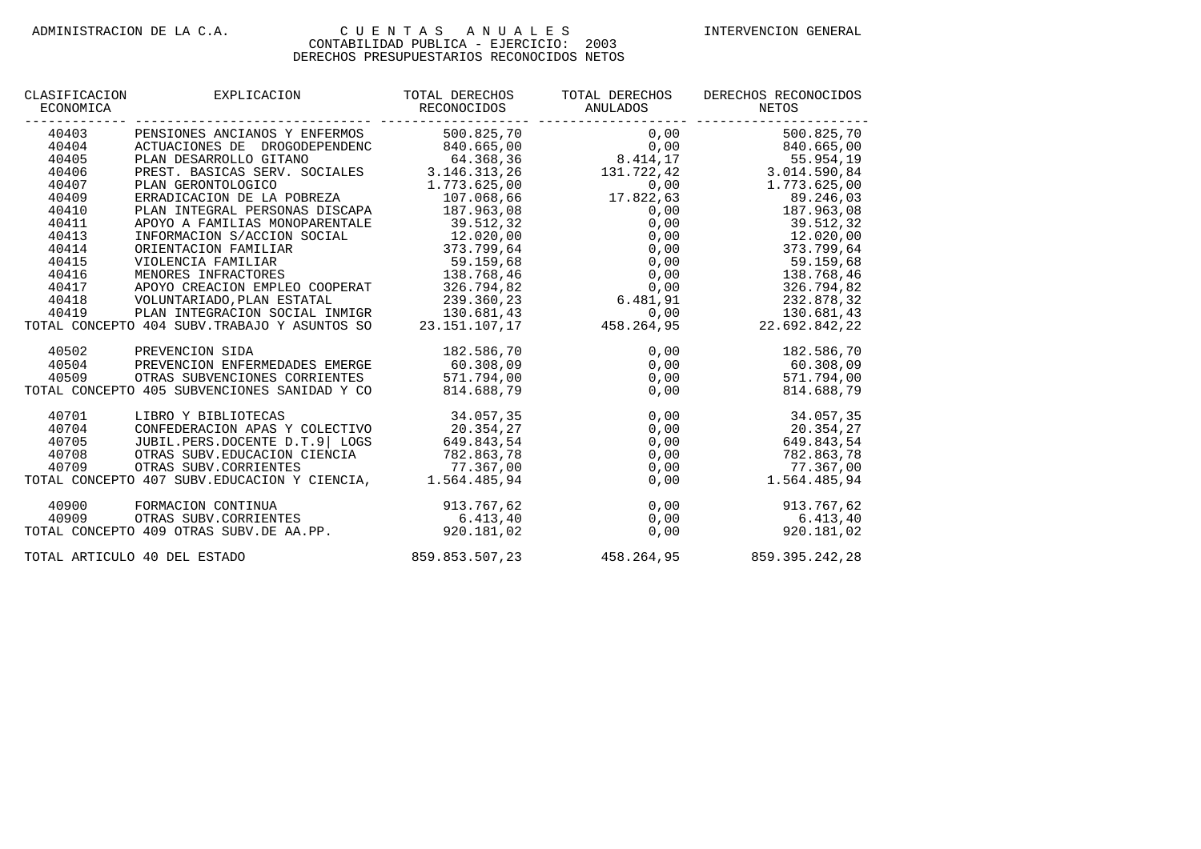ADMINISTRACION DE LA C.A. — CUENTAS ANUALES — INTERVENCION GENERAL

CONTABILIDAD PUBLICA - EJERCICIO: 2003

DERECHOS PRESUPUESTARIOS RECONOCIDOS NETOS

| CLASIFICACION ECONOMICA | EXPLICACION | TOTAL DERECHOS RECONOCIDOS | TOTAL DERECHOS ANULADOS | DERECHOS RECONOCIDOS NETOS |
|---|---|---|---|---|
| 40403 | PENSIONES ANCIANOS Y ENFERMOS | 500.825,70 | 0,00 | 500.825,70 |
| 40404 | ACTUACIONES DE DROGODEPENDENC | 840.665,00 | 0,00 | 840.665,00 |
| 40405 | PLAN DESARROLLO GITANO | 64.368,36 | 8.414,17 | 55.954,19 |
| 40406 | PREST. BASICAS SERV. SOCIALES | 3.146.313,26 | 131.722,42 | 3.014.590,84 |
| 40407 | PLAN GERONTOLOGICO | 1.773.625,00 | 0,00 | 1.773.625,00 |
| 40409 | ERRADICACION DE LA POBREZA | 107.068,66 | 17.822,63 | 89.246,03 |
| 40410 | PLAN INTEGRAL PERSONAS DISCAPA | 187.963,08 | 0,00 | 187.963,08 |
| 40411 | APOYO A FAMILIAS MONOPARENTALE | 39.512,32 | 0,00 | 39.512,32 |
| 40413 | INFORMACION S/ACCION SOCIAL | 12.020,00 | 0,00 | 12.020,00 |
| 40414 | ORIENTACION FAMILIAR | 373.799,64 | 0,00 | 373.799,64 |
| 40415 | VIOLENCIA FAMILIAR | 59.159,68 | 0,00 | 59.159,68 |
| 40416 | MENORES INFRACTORES | 138.768,46 | 0,00 | 138.768,46 |
| 40417 | APOYO CREACION EMPLEO COOPERAT | 326.794,82 | 0,00 | 326.794,82 |
| 40418 | VOLUNTARIADO,PLAN ESTATAL | 239.360,23 | 6.481,91 | 232.878,32 |
| 40419 | PLAN INTEGRACION SOCIAL INMIGR | 130.681,43 | 0,00 | 130.681,43 |
| TOTAL CONCEPTO 404 SUBV.TRABAJO Y ASUNTOS SO | | 23.151.107,17 | 458.264,95 | 22.692.842,22 |
| 40502 | PREVENCION SIDA | 182.586,70 | 0,00 | 182.586,70 |
| 40504 | PREVENCION ENFERMEDADES EMERGE | 60.308,09 | 0,00 | 60.308,09 |
| 40509 | OTRAS SUBVENCIONES CORRIENTES | 571.794,00 | 0,00 | 571.794,00 |
| TOTAL CONCEPTO 405 SUBVENCIONES SANIDAD Y CO | | 814.688,79 | 0,00 | 814.688,79 |
| 40701 | LIBRO Y BIBLIOTECAS | 34.057,35 | 0,00 | 34.057,35 |
| 40704 | CONFEDERACION APAS Y COLECTIVO | 20.354,27 | 0,00 | 20.354,27 |
| 40705 | JUBIL.PERS.DOCENTE D.T.9\| LOGS | 649.843,54 | 0,00 | 649.843,54 |
| 40708 | OTRAS SUBV.EDUCACION CIENCIA | 782.863,78 | 0,00 | 782.863,78 |
| 40709 | OTRAS SUBV.CORRIENTES | 77.367,00 | 0,00 | 77.367,00 |
| TOTAL CONCEPTO 407 SUBV.EDUCACION Y CIENCIA, | | 1.564.485,94 | 0,00 | 1.564.485,94 |
| 40900 | FORMACION CONTINUA | 913.767,62 | 0,00 | 913.767,62 |
| 40909 | OTRAS SUBV.CORRIENTES | 6.413,40 | 0,00 | 6.413,40 |
| TOTAL CONCEPTO 409 OTRAS SUBV.DE AA.PP. | | 920.181,02 | 0,00 | 920.181,02 |
| TOTAL ARTICULO 40 DEL ESTADO | | 859.853.507,23 | 458.264,95 | 859.395.242,28 |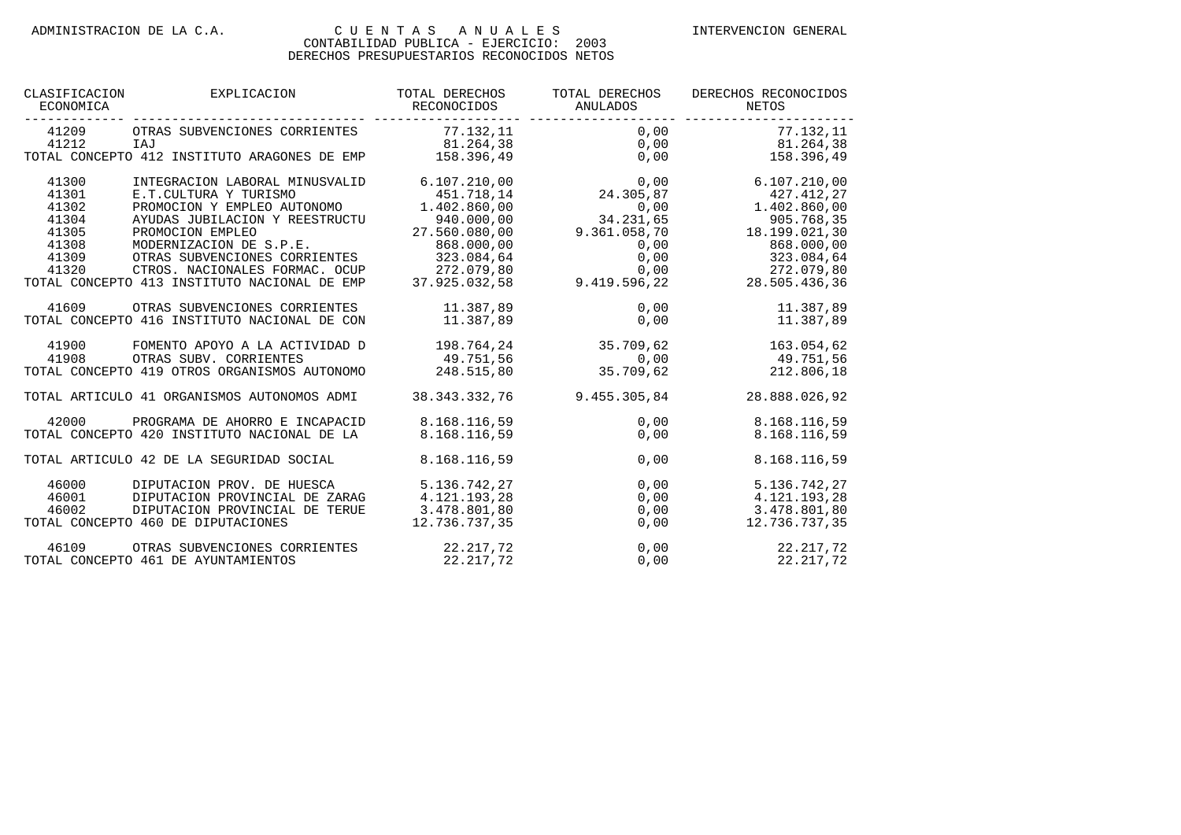ADMINISTRACION DE LA C.A. — CUENTAS ANUALES — INTERVENCION GENERAL

CONTABILIDAD PUBLICA - EJERCICIO: 2003

DERECHOS PRESUPUESTARIOS RECONOCIDOS NETOS

| CLASIFICACION ECONOMICA | EXPLICACION | TOTAL DERECHOS RECONOCIDOS | TOTAL DERECHOS ANULADOS | DERECHOS RECONOCIDOS NETOS |
|---|---|---|---|---|
| 41209 | OTRAS SUBVENCIONES CORRIENTES | 77.132,11 | 0,00 | 77.132,11 |
| 41212 | IAJ | 81.264,38 | 0,00 | 81.264,38 |
| TOTAL CONCEPTO 412 INSTITUTO ARAGONES DE EMP | | 158.396,49 | 0,00 | 158.396,49 |
| 41300 | INTEGRACION LABORAL MINUSVALID | 6.107.210,00 | 0,00 | 6.107.210,00 |
| 41301 | E.T.CULTURA Y TURISMO | 451.718,14 | 24.305,87 | 427.412,27 |
| 41302 | PROMOCION Y EMPLEO AUTONOMO | 1.402.860,00 | 0,00 | 1.402.860,00 |
| 41304 | AYUDAS JUBILACION Y REESTRUCTU | 940.000,00 | 34.231,65 | 905.768,35 |
| 41305 | PROMOCION EMPLEO | 27.560.080,00 | 9.361.058,70 | 18.199.021,30 |
| 41308 | MODERNIZACION DE S.P.E. | 868.000,00 | 0,00 | 868.000,00 |
| 41309 | OTRAS SUBVENCIONES CORRIENTES | 323.084,64 | 0,00 | 323.084,64 |
| 41320 | CTROS. NACIONALES FORMAC. OCUP | 272.079,80 | 0,00 | 272.079,80 |
| TOTAL CONCEPTO 413 INSTITUTO NACIONAL DE EMP | | 37.925.032,58 | 9.419.596,22 | 28.505.436,36 |
| 41609 | OTRAS SUBVENCIONES CORRIENTES | 11.387,89 | 0,00 | 11.387,89 |
| TOTAL CONCEPTO 416 INSTITUTO NACIONAL DE CON | | 11.387,89 | 0,00 | 11.387,89 |
| 41900 | FOMENTO APOYO A LA ACTIVIDAD D | 198.764,24 | 35.709,62 | 163.054,62 |
| 41908 | OTRAS SUBV. CORRIENTES | 49.751,56 | 0,00 | 49.751,56 |
| TOTAL CONCEPTO 419 OTROS ORGANISMOS AUTONOMO | | 248.515,80 | 35.709,62 | 212.806,18 |
| TOTAL ARTICULO 41 ORGANISMOS AUTONOMOS ADMI | | 38.343.332,76 | 9.455.305,84 | 28.888.026,92 |
| 42000 | PROGRAMA DE AHORRO E INCAPACID | 8.168.116,59 | 0,00 | 8.168.116,59 |
| TOTAL CONCEPTO 420 INSTITUTO NACIONAL DE LA | | 8.168.116,59 | 0,00 | 8.168.116,59 |
| TOTAL ARTICULO 42 DE LA SEGURIDAD SOCIAL | | 8.168.116,59 | 0,00 | 8.168.116,59 |
| 46000 | DIPUTACION PROV. DE HUESCA | 5.136.742,27 | 0,00 | 5.136.742,27 |
| 46001 | DIPUTACION PROVINCIAL DE ZARAG | 4.121.193,28 | 0,00 | 4.121.193,28 |
| 46002 | DIPUTACION PROVINCIAL DE TERUE | 3.478.801,80 | 0,00 | 3.478.801,80 |
| TOTAL CONCEPTO 460 DE DIPUTACIONES | | 12.736.737,35 | 0,00 | 12.736.737,35 |
| 46109 | OTRAS SUBVENCIONES CORRIENTES | 22.217,72 | 0,00 | 22.217,72 |
| TOTAL CONCEPTO 461 DE AYUNTAMIENTOS | | 22.217,72 | 0,00 | 22.217,72 |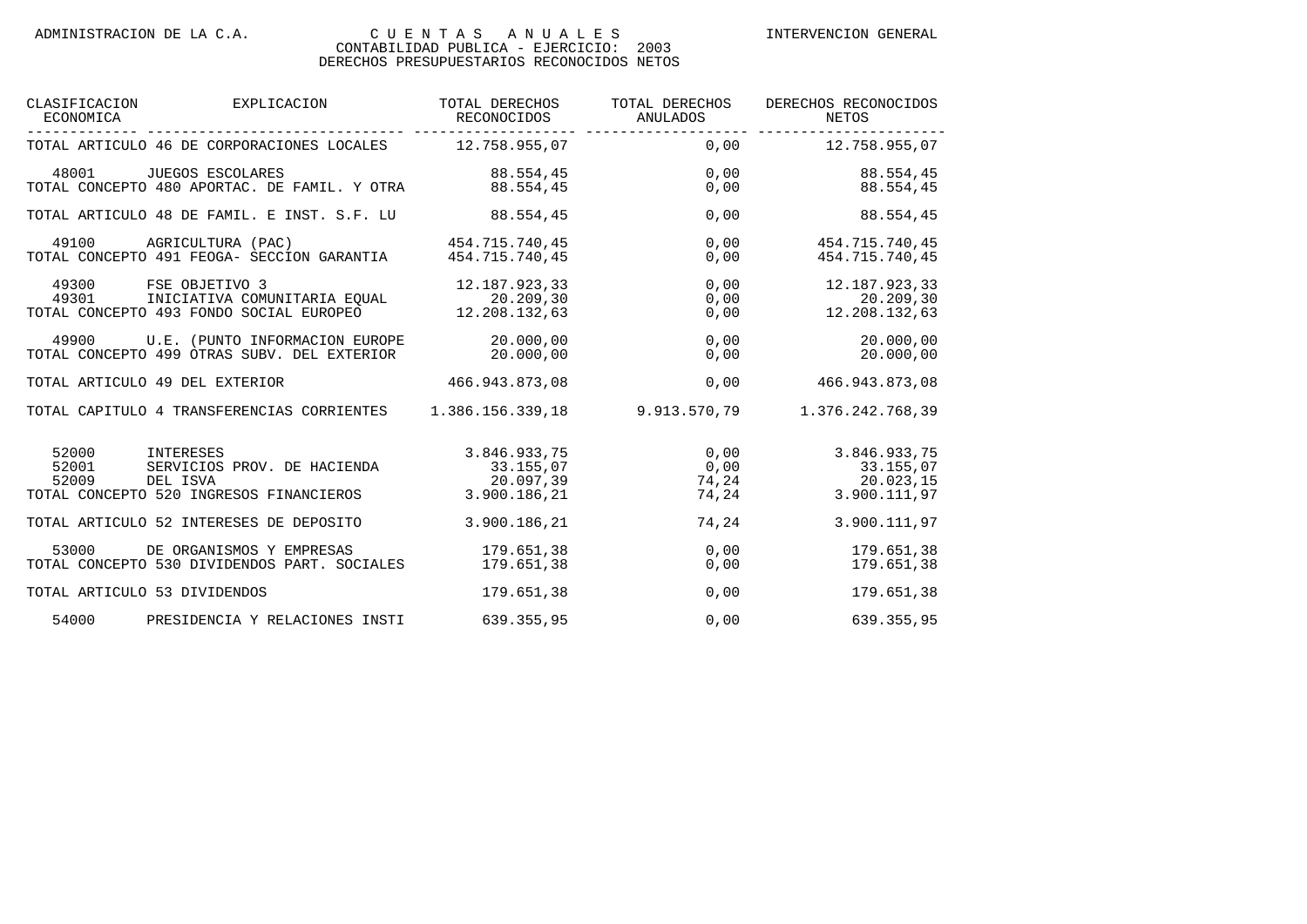ADMINISTRACION DE LA C.A. — CUENTAS ANUALES — INTERVENCION GENERAL

CONTABILIDAD PUBLICA - EJERCICIO: 2003

DERECHOS PRESUPUESTARIOS RECONOCIDOS NETOS

| CLASIFICACION ECONOMICA | EXPLICACION | TOTAL DERECHOS RECONOCIDOS | TOTAL DERECHOS ANULADOS | DERECHOS RECONOCIDOS NETOS |
|---|---|---|---|---|
| TOTAL ARTICULO 46 DE CORPORACIONES LOCALES | | 12.758.955,07 | 0,00 | 12.758.955,07 |
| 48001 | JUEGOS ESCOLARES | 88.554,45 | 0,00 | 88.554,45 |
| TOTAL CONCEPTO 480 APORTAC. DE FAMIL. Y OTRA | | 88.554,45 | 0,00 | 88.554,45 |
| TOTAL ARTICULO 48 DE FAMIL. E INST. S.F. LU | | 88.554,45 | 0,00 | 88.554,45 |
| 49100 | AGRICULTURA (PAC) | 454.715.740,45 | 0,00 | 454.715.740,45 |
| TOTAL CONCEPTO 491 FEOGA- SECCION GARANTIA | | 454.715.740,45 | 0,00 | 454.715.740,45 |
| 49300 | FSE OBJETIVO 3 | 12.187.923,33 | 0,00 | 12.187.923,33 |
| 49301 | INICIATIVA COMUNITARIA EQUAL | 20.209,30 | 0,00 | 20.209,30 |
| TOTAL CONCEPTO 493 FONDO SOCIAL EUROPEO | | 12.208.132,63 | 0,00 | 12.208.132,63 |
| 49900 | U.E. (PUNTO INFORMACION EUROPE | 20.000,00 | 0,00 | 20.000,00 |
| TOTAL CONCEPTO 499 OTRAS SUBV. DEL EXTERIOR | | 20.000,00 | 0,00 | 20.000,00 |
| TOTAL ARTICULO 49 DEL EXTERIOR | | 466.943.873,08 | 0,00 | 466.943.873,08 |
| TOTAL CAPITULO 4 TRANSFERENCIAS CORRIENTES | | 1.386.156.339,18 | 9.913.570,79 | 1.376.242.768,39 |
| 52000 | INTERESES | 3.846.933,75 | 0,00 | 3.846.933,75 |
| 52001 | SERVICIOS PROV. DE HACIENDA | 33.155,07 | 0,00 | 33.155,07 |
| 52009 | DEL ISVA | 20.097,39 | 74,24 | 20.023,15 |
| TOTAL CONCEPTO 520 INGRESOS FINANCIEROS | | 3.900.186,21 | 74,24 | 3.900.111,97 |
| TOTAL ARTICULO 52 INTERESES DE DEPOSITO | | 3.900.186,21 | 74,24 | 3.900.111,97 |
| 53000 | DE ORGANISMOS Y EMPRESAS | 179.651,38 | 0,00 | 179.651,38 |
| TOTAL CONCEPTO 530 DIVIDENDOS PART. SOCIALES | | 179.651,38 | 0,00 | 179.651,38 |
| TOTAL ARTICULO 53 DIVIDENDOS | | 179.651,38 | 0,00 | 179.651,38 |
| 54000 | PRESIDENCIA Y RELACIONES INSTI | 639.355,95 | 0,00 | 639.355,95 |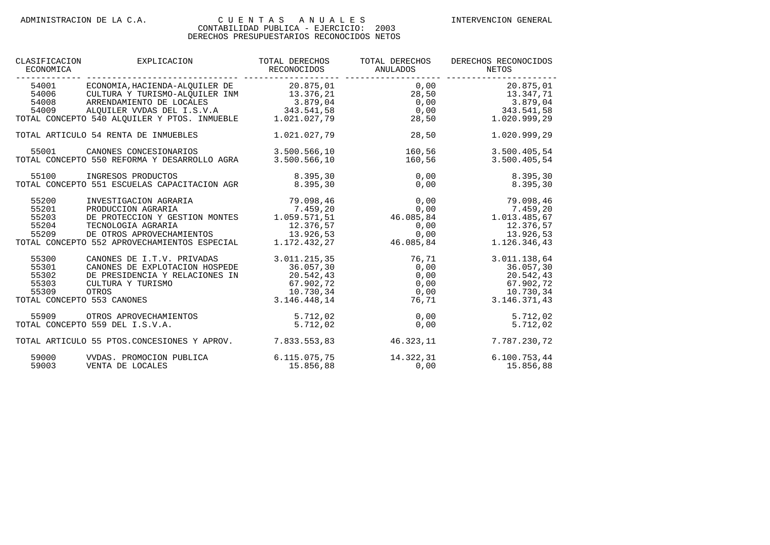ADMINISTRACION DE LA C.A. — CUENTAS ANUALES — INTERVENCION GENERAL

CONTABILIDAD PUBLICA - EJERCICIO: 2003

DERECHOS PRESUPUESTARIOS RECONOCIDOS NETOS

| CLASIFICACION ECONOMICA | EXPLICACION | TOTAL DERECHOS RECONOCIDOS | TOTAL DERECHOS ANULADOS | DERECHOS RECONOCIDOS NETOS |
|---|---|---|---|---|
| 54001 | ECONOMIA,HACIENDA-ALQUILER DE | 20.875,01 | 0,00 | 20.875,01 |
| 54006 | CULTURA Y TURISMO-ALQUILER INM | 13.376,21 | 28,50 | 13.347,71 |
| 54008 | ARRENDAMIENTO DE LOCALES | 3.879,04 | 0,00 | 3.879,04 |
| 54009 | ALQUILER VVDAS DEL I.S.V.A | 343.541,58 | 0,00 | 343.541,58 |
| TOTAL CONCEPTO 540 ALQUILER Y PTOS. INMUEBLE | | 1.021.027,79 | 28,50 | 1.020.999,29 |
| TOTAL ARTICULO 54 RENTA DE INMUEBLES | | 1.021.027,79 | 28,50 | 1.020.999,29 |
| 55001 | CANONES CONCESIONARIOS | 3.500.566,10 | 160,56 | 3.500.405,54 |
| TOTAL CONCEPTO 550 REFORMA Y DESARROLLO AGRA | | 3.500.566,10 | 160,56 | 3.500.405,54 |
| 55100 | INGRESOS PRODUCTOS | 8.395,30 | 0,00 | 8.395,30 |
| TOTAL CONCEPTO 551 ESCUELAS CAPACITACION AGR | | 8.395,30 | 0,00 | 8.395,30 |
| 55200 | INVESTIGACION AGRARIA | 79.098,46 | 0,00 | 79.098,46 |
| 55201 | PRODUCCION AGRARIA | 7.459,20 | 0,00 | 7.459,20 |
| 55203 | DE PROTECCION Y GESTION MONTES | 1.059.571,51 | 46.085,84 | 1.013.485,67 |
| 55204 | TECNOLOGIA AGRARIA | 12.376,57 | 0,00 | 12.376,57 |
| 55209 | DE OTROS APROVECHAMIENTOS | 13.926,53 | 0,00 | 13.926,53 |
| TOTAL CONCEPTO 552 APROVECHAMIENTOS ESPECIAL | | 1.172.432,27 | 46.085,84 | 1.126.346,43 |
| 55300 | CANONES DE I.T.V. PRIVADAS | 3.011.215,35 | 76,71 | 3.011.138,64 |
| 55301 | CANONES DE EXPLOTACION HOSPEDE | 36.057,30 | 0,00 | 36.057,30 |
| 55302 | DE PRESIDENCIA Y RELACIONES IN | 20.542,43 | 0,00 | 20.542,43 |
| 55303 | CULTURA Y TURISMO | 67.902,72 | 0,00 | 67.902,72 |
| 55309 | OTROS | 10.730,34 | 0,00 | 10.730,34 |
| TOTAL CONCEPTO 553 CANONES | | 3.146.448,14 | 76,71 | 3.146.371,43 |
| 55909 | OTROS APROVECHAMIENTOS | 5.712,02 | 0,00 | 5.712,02 |
| TOTAL CONCEPTO 559 DEL I.S.V.A. | | 5.712,02 | 0,00 | 5.712,02 |
| TOTAL ARTICULO 55 PTOS.CONCESIONES Y APROV. | | 7.833.553,83 | 46.323,11 | 7.787.230,72 |
| 59000 | VVDAS. PROMOCION PUBLICA | 6.115.075,75 | 14.322,31 | 6.100.753,44 |
| 59003 | VENTA DE LOCALES | 15.856,88 | 0,00 | 15.856,88 |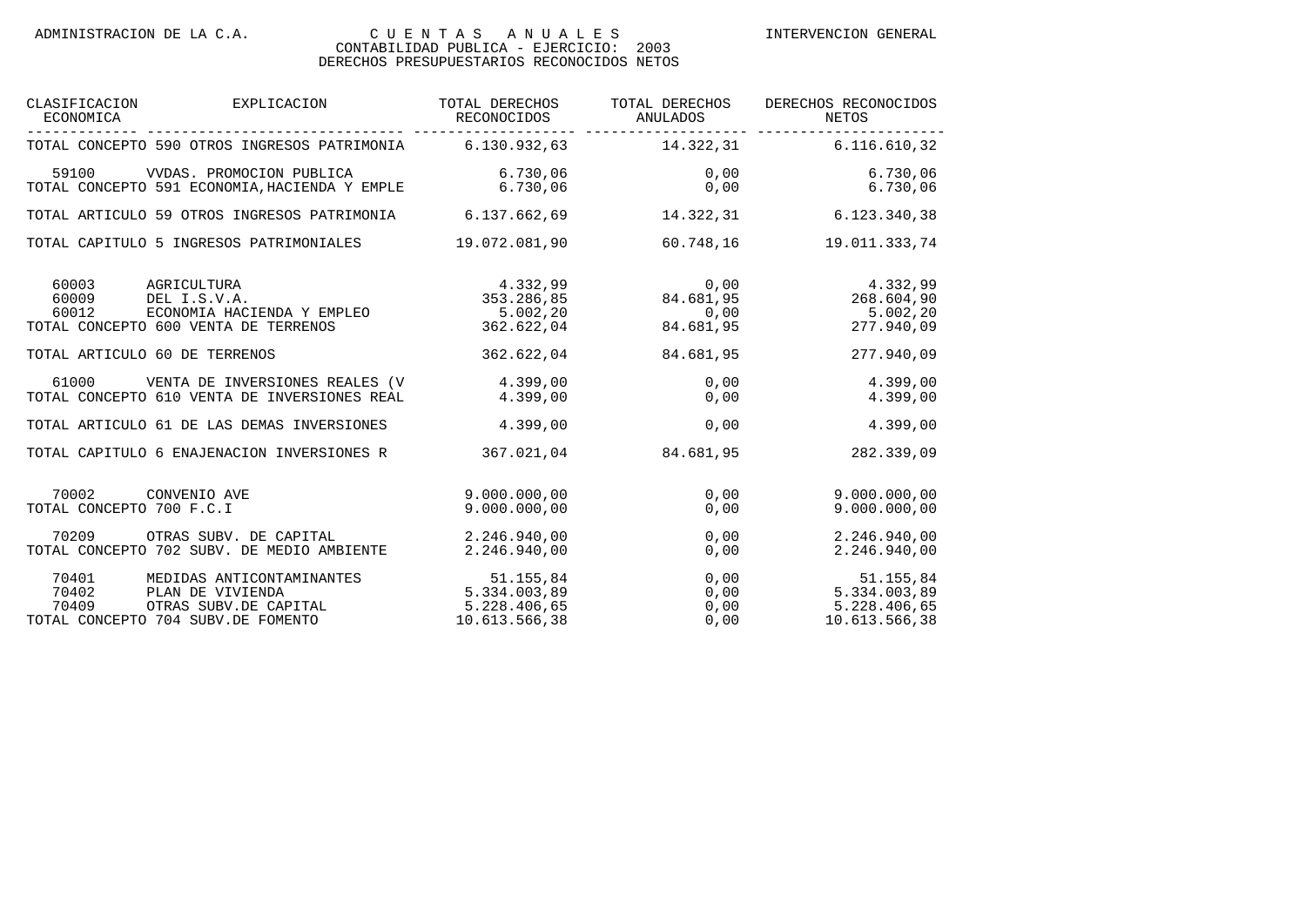ADMINISTRACION DE LA C.A. — C U E N T A S A N U A L E S — INTERVENCION GENERAL

CONTABILIDAD PUBLICA - EJERCICIO: 2003

DERECHOS PRESUPUESTARIOS RECONOCIDOS NETOS

| CLASIFICACION ECONOMICA | EXPLICACION | TOTAL DERECHOS RECONOCIDOS | TOTAL DERECHOS ANULADOS | DERECHOS RECONOCIDOS NETOS |
|---|---|---|---|---|
| TOTAL CONCEPTO 590 | OTROS INGRESOS PATRIMONIA | 6.130.932,63 | 14.322,31 | 6.116.610,32 |
| 59100 | VVDAS. PROMOCION PUBLICA | 6.730,06 | 0,00 | 6.730,06 |
| TOTAL CONCEPTO 591 | ECONOMIA,HACIENDA Y EMPLE | 6.730,06 | 0,00 | 6.730,06 |
| TOTAL ARTICULO 59 | OTROS INGRESOS PATRIMONIA | 6.137.662,69 | 14.322,31 | 6.123.340,38 |
| TOTAL CAPITULO 5 | INGRESOS PATRIMONIALES | 19.072.081,90 | 60.748,16 | 19.011.333,74 |
| 60003 | AGRICULTURA | 4.332,99 | 0,00 | 4.332,99 |
| 60009 | DEL I.S.V.A. | 353.286,85 | 84.681,95 | 268.604,90 |
| 60012 | ECONOMIA HACIENDA Y EMPLEO | 5.002,20 | 0,00 | 5.002,20 |
| TOTAL CONCEPTO 600 | VENTA DE TERRENOS | 362.622,04 | 84.681,95 | 277.940,09 |
| TOTAL ARTICULO 60 | DE TERRENOS | 362.622,04 | 84.681,95 | 277.940,09 |
| 61000 | VENTA DE INVERSIONES REALES (V | 4.399,00 | 0,00 | 4.399,00 |
| TOTAL CONCEPTO 610 | VENTA DE INVERSIONES REAL | 4.399,00 | 0,00 | 4.399,00 |
| TOTAL ARTICULO 61 | DE LAS DEMAS INVERSIONES | 4.399,00 | 0,00 | 4.399,00 |
| TOTAL CAPITULO 6 | ENAJENACION INVERSIONES R | 367.021,04 | 84.681,95 | 282.339,09 |
| 70002 | CONVENIO AVE | 9.000.000,00 | 0,00 | 9.000.000,00 |
| TOTAL CONCEPTO 700 | F.C.I | 9.000.000,00 | 0,00 | 9.000.000,00 |
| 70209 | OTRAS SUBV. DE CAPITAL | 2.246.940,00 | 0,00 | 2.246.940,00 |
| TOTAL CONCEPTO 702 | SUBV. DE MEDIO AMBIENTE | 2.246.940,00 | 0,00 | 2.246.940,00 |
| 70401 | MEDIDAS ANTICONTAMINANTES | 51.155,84 | 0,00 | 51.155,84 |
| 70402 | PLAN DE VIVIENDA | 5.334.003,89 | 0,00 | 5.334.003,89 |
| 70409 | OTRAS SUBV.DE CAPITAL | 5.228.406,65 | 0,00 | 5.228.406,65 |
| TOTAL CONCEPTO 704 | SUBV.DE FOMENTO | 10.613.566,38 | 0,00 | 10.613.566,38 |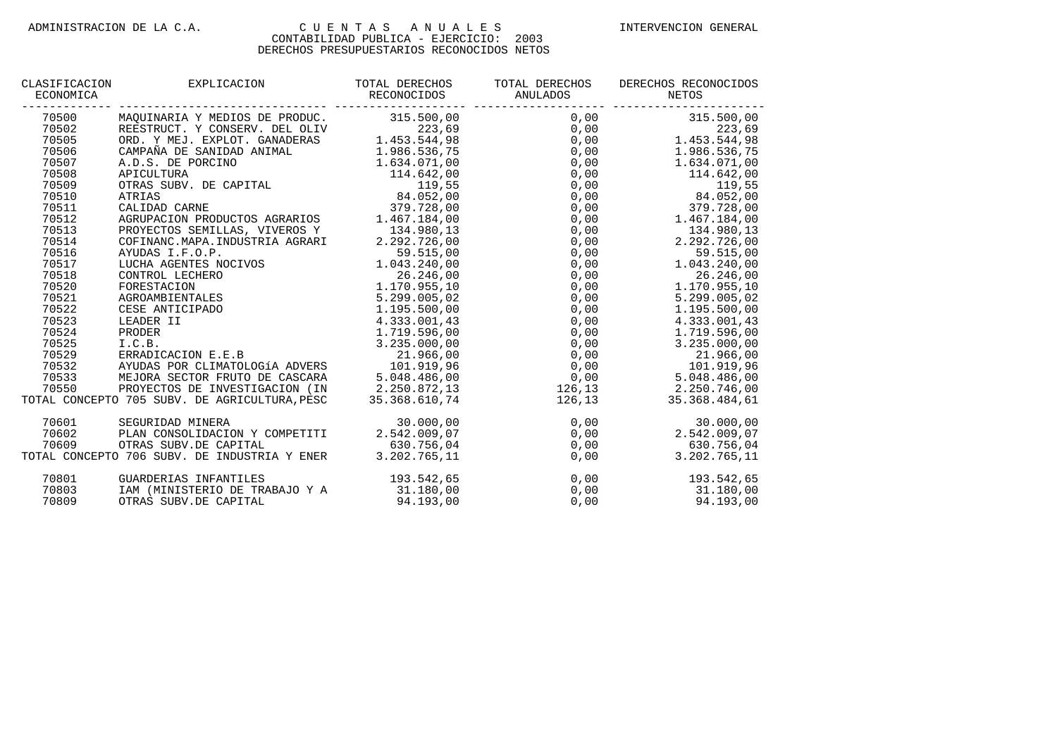ADMINISTRACION DE LA C.A. — CUENTAS ANUALES — INTERVENCION GENERAL

CONTABILIDAD PUBLICA - EJERCICIO: 2003

DERECHOS PRESUPUESTARIOS RECONOCIDOS NETOS

| CLASIFICACION ECONOMICA | EXPLICACION | TOTAL DERECHOS RECONOCIDOS | TOTAL DERECHOS ANULADOS | DERECHOS RECONOCIDOS NETOS |
|---|---|---|---|---|
| 70500 | MAQUINARIA Y MEDIOS DE PRODUC. | 315.500,00 | 0,00 | 315.500,00 |
| 70502 | REESTRUCT. Y CONSERV. DEL OLIV | 223,69 | 0,00 | 223,69 |
| 70505 | ORD. Y MEJ. EXPLOT. GANADERAS | 1.453.544,98 | 0,00 | 1.453.544,98 |
| 70506 | CAMPAÑA DE SANIDAD ANIMAL | 1.986.536,75 | 0,00 | 1.986.536,75 |
| 70507 | A.D.S. DE PORCINO | 1.634.071,00 | 0,00 | 1.634.071,00 |
| 70508 | APICULTURA | 114.642,00 | 0,00 | 114.642,00 |
| 70509 | OTRAS SUBV. DE CAPITAL | 119,55 | 0,00 | 119,55 |
| 70510 | ATRIAS | 84.052,00 | 0,00 | 84.052,00 |
| 70511 | CALIDAD CARNE | 379.728,00 | 0,00 | 379.728,00 |
| 70512 | AGRUPACION PRODUCTOS AGRARIOS | 1.467.184,00 | 0,00 | 1.467.184,00 |
| 70513 | PROYECTOS SEMILLAS, VIVEROS Y | 134.980,13 | 0,00 | 134.980,13 |
| 70514 | COFINANC.MAPA.INDUSTRIA AGRARI | 2.292.726,00 | 0,00 | 2.292.726,00 |
| 70516 | AYUDAS I.F.O.P. | 59.515,00 | 0,00 | 59.515,00 |
| 70517 | LUCHA AGENTES NOCIVOS | 1.043.240,00 | 0,00 | 1.043.240,00 |
| 70518 | CONTROL LECHERO | 26.246,00 | 0,00 | 26.246,00 |
| 70520 | FORESTACION | 1.170.955,10 | 0,00 | 1.170.955,10 |
| 70521 | AGROAMBIENTALES | 5.299.005,02 | 0,00 | 5.299.005,02 |
| 70522 | CESE ANTICIPADO | 1.195.500,00 | 0,00 | 1.195.500,00 |
| 70523 | LEADER II | 4.333.001,43 | 0,00 | 4.333.001,43 |
| 70524 | PRODER | 1.719.596,00 | 0,00 | 1.719.596,00 |
| 70525 | I.C.B. | 3.235.000,00 | 0,00 | 3.235.000,00 |
| 70529 | ERRADICACION E.E.B | 21.966,00 | 0,00 | 21.966,00 |
| 70532 | AYUDAS POR CLIMATOLOGíA ADVERS | 101.919,96 | 0,00 | 101.919,96 |
| 70533 | MEJORA SECTOR FRUTO DE CASCARA | 5.048.486,00 | 0,00 | 5.048.486,00 |
| 70550 | PROYECTOS DE INVESTIGACION (IN | 2.250.872,13 | 126,13 | 2.250.746,00 |
| TOTAL CONCEPTO 705 SUBV. DE AGRICULTURA,PESC | | 35.368.610,74 | 126,13 | 35.368.484,61 |
| 70601 | SEGURIDAD MINERA | 30.000,00 | 0,00 | 30.000,00 |
| 70602 | PLAN CONSOLIDACION Y COMPETITI | 2.542.009,07 | 0,00 | 2.542.009,07 |
| 70609 | OTRAS SUBV.DE CAPITAL | 630.756,04 | 0,00 | 630.756,04 |
| TOTAL CONCEPTO 706 SUBV. DE INDUSTRIA Y ENER | | 3.202.765,11 | 0,00 | 3.202.765,11 |
| 70801 | GUARDERIAS INFANTILES | 193.542,65 | 0,00 | 193.542,65 |
| 70803 | IAM (MINISTERIO DE TRABAJO Y A | 31.180,00 | 0,00 | 31.180,00 |
| 70809 | OTRAS SUBV.DE CAPITAL | 94.193,00 | 0,00 | 94.193,00 |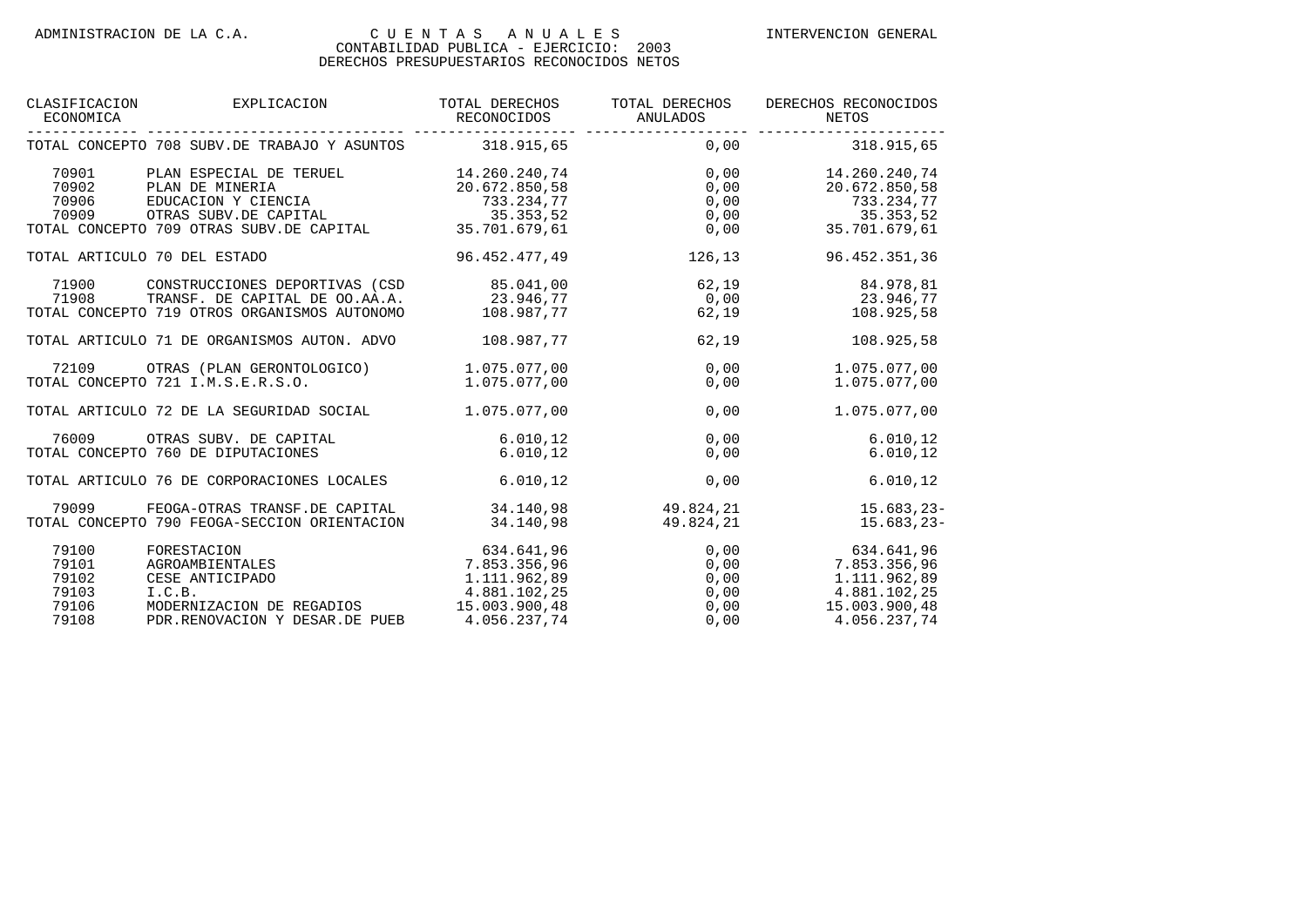ADMINISTRACION DE LA C.A. — CUENTAS ANUALES — INTERVENCION GENERAL

CONTABILIDAD PUBLICA - EJERCICIO: 2003

DERECHOS PRESUPUESTARIOS RECONOCIDOS NETOS

| CLASIFICACION ECONOMICA | EXPLICACION | TOTAL DERECHOS RECONOCIDOS | TOTAL DERECHOS ANULADOS | DERECHOS RECONOCIDOS NETOS |
|---|---|---|---|---|
| TOTAL CONCEPTO 708 SUBV.DE TRABAJO Y ASUNTOS | | 318.915,65 | 0,00 | 318.915,65 |
| 70901 | PLAN ESPECIAL DE TERUEL | 14.260.240,74 | 0,00 | 14.260.240,74 |
| 70902 | PLAN DE MINERIA | 20.672.850,58 | 0,00 | 20.672.850,58 |
| 70906 | EDUCACION Y CIENCIA | 733.234,77 | 0,00 | 733.234,77 |
| 70909 | OTRAS SUBV.DE CAPITAL | 35.353,52 | 0,00 | 35.353,52 |
| TOTAL CONCEPTO 709 OTRAS SUBV.DE CAPITAL | | 35.701.679,61 | 0,00 | 35.701.679,61 |
| TOTAL ARTICULO 70 DEL ESTADO | | 96.452.477,49 | 126,13 | 96.452.351,36 |
| 71900 | CONSTRUCCIONES DEPORTIVAS (CSD | 85.041,00 | 62,19 | 84.978,81 |
| 71908 | TRANSF. DE CAPITAL DE OO.AA.A. | 23.946,77 | 0,00 | 23.946,77 |
| TOTAL CONCEPTO 719 OTROS ORGANISMOS AUTONOMO | | 108.987,77 | 62,19 | 108.925,58 |
| TOTAL ARTICULO 71 DE ORGANISMOS AUTON. ADVO | | 108.987,77 | 62,19 | 108.925,58 |
| 72109 | OTRAS (PLAN GERONTOLOGICO) | 1.075.077,00 | 0,00 | 1.075.077,00 |
| TOTAL CONCEPTO 721 I.M.S.E.R.S.O. | | 1.075.077,00 | 0,00 | 1.075.077,00 |
| TOTAL ARTICULO 72 DE LA SEGURIDAD SOCIAL | | 1.075.077,00 | 0,00 | 1.075.077,00 |
| 76009 | OTRAS SUBV. DE CAPITAL | 6.010,12 | 0,00 | 6.010,12 |
| TOTAL CONCEPTO 760 DE DIPUTACIONES | | 6.010,12 | 0,00 | 6.010,12 |
| TOTAL ARTICULO 76 DE CORPORACIONES LOCALES | | 6.010,12 | 0,00 | 6.010,12 |
| 79099 | FEOGA-OTRAS TRANSF.DE CAPITAL | 34.140,98 | 49.824,21 | 15.683,23- |
| TOTAL CONCEPTO 790 FEOGA-SECCION ORIENTACION | | 34.140,98 | 49.824,21 | 15.683,23- |
| 79100 | FORESTACION | 634.641,96 | 0,00 | 634.641,96 |
| 79101 | AGROAMBIENTALES | 7.853.356,96 | 0,00 | 7.853.356,96 |
| 79102 | CESE ANTICIPADO | 1.111.962,89 | 0,00 | 1.111.962,89 |
| 79103 | I.C.B. | 4.881.102,25 | 0,00 | 4.881.102,25 |
| 79106 | MODERNIZACION DE REGADIOS | 15.003.900,48 | 0,00 | 15.003.900,48 |
| 79108 | PDR.RENOVACION Y DESAR.DE PUEB | 4.056.237,74 | 0,00 | 4.056.237,74 |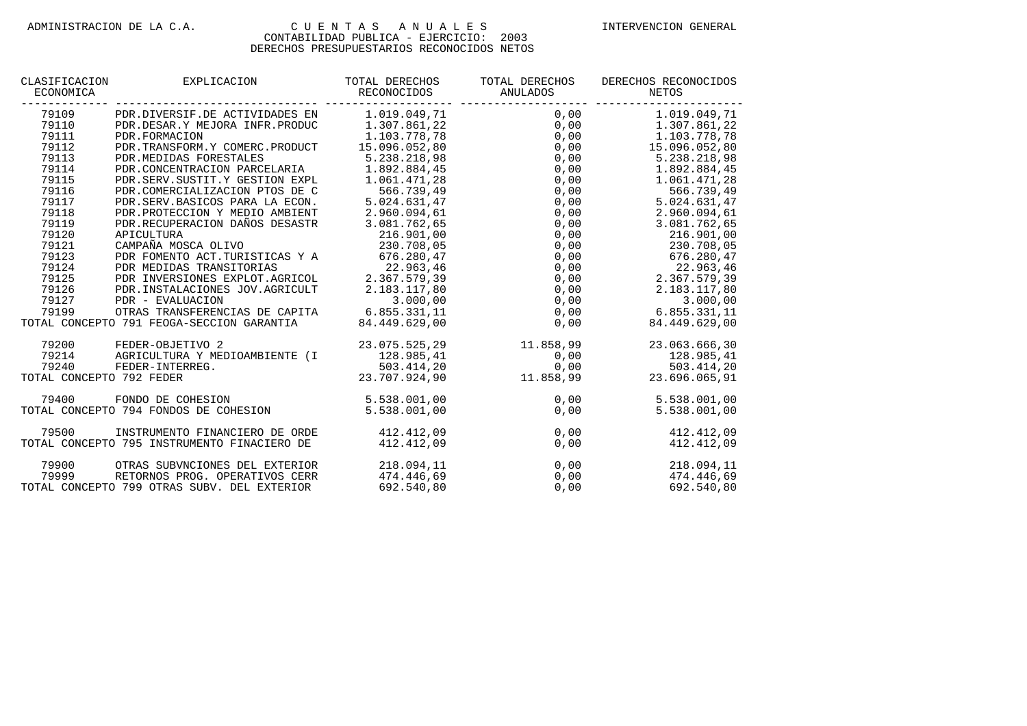ADMINISTRACION DE LA C.A.

# C U E N T A S   A N U A L E S

INTERVENCION GENERAL

CONTABILIDAD PUBLICA - EJERCICIO: 2003

DERECHOS PRESUPUESTARIOS RECONOCIDOS NETOS

| CLASIFICACION ECONOMICA | EXPLICACION | TOTAL DERECHOS RECONOCIDOS | TOTAL DERECHOS ANULADOS | DERECHOS RECONOCIDOS NETOS |
|---|---|---|---|---|
| 79109 | PDR.DIVERSIF.DE ACTIVIDADES EN | 1.019.049,71 | 0,00 | 1.019.049,71 |
| 79110 | PDR.DESAR.Y MEJORA INFR.PRODUC | 1.307.861,22 | 0,00 | 1.307.861,22 |
| 79111 | PDR.FORMACION | 1.103.778,78 | 0,00 | 1.103.778,78 |
| 79112 | PDR.TRANSFORM.Y COMERC.PRODUCT | 15.096.052,80 | 0,00 | 15.096.052,80 |
| 79113 | PDR.MEDIDAS FORESTALES | 5.238.218,98 | 0,00 | 5.238.218,98 |
| 79114 | PDR.CONCENTRACION PARCELARIA | 1.892.884,45 | 0,00 | 1.892.884,45 |
| 79115 | PDR.SERV.SUSTIT.Y GESTION EXPL | 1.061.471,28 | 0,00 | 1.061.471,28 |
| 79116 | PDR.COMERCIALIZACION PTOS DE C | 566.739,49 | 0,00 | 566.739,49 |
| 79117 | PDR.SERV.BASICOS PARA LA ECON. | 5.024.631,47 | 0,00 | 5.024.631,47 |
| 79118 | PDR.PROTECCION Y MEDIO AMBIENT | 2.960.094,61 | 0,00 | 2.960.094,61 |
| 79119 | PDR.RECUPERACION DAÑOS DESASTR | 3.081.762,65 | 0,00 | 3.081.762,65 |
| 79120 | APICULTURA | 216.901,00 | 0,00 | 216.901,00 |
| 79121 | CAMPAÑA MOSCA OLIVO | 230.708,05 | 0,00 | 230.708,05 |
| 79123 | PDR FOMENTO ACT.TURISTICAS Y A | 676.280,47 | 0,00 | 676.280,47 |
| 79124 | PDR MEDIDAS TRANSITORIAS | 22.963,46 | 0,00 | 22.963,46 |
| 79125 | PDR INVERSIONES EXPLOT.AGRICOL | 2.367.579,39 | 0,00 | 2.367.579,39 |
| 79126 | PDR.INSTALACIONES JOV.AGRICULT | 2.183.117,80 | 0,00 | 2.183.117,80 |
| 79127 | PDR - EVALUACION | 3.000,00 | 0,00 | 3.000,00 |
| 79199 | OTRAS TRANSFERENCIAS DE CAPITA | 6.855.331,11 | 0,00 | 6.855.331,11 |
| TOTAL CONCEPTO 791 FEOGA-SECCION GARANTIA | | 84.449.629,00 | 0,00 | 84.449.629,00 |
| 79200 | FEDER-OBJETIVO 2 | 23.075.525,29 | 11.858,99 | 23.063.666,30 |
| 79214 | AGRICULTURA Y MEDIOAMBIENTE (I | 128.985,41 | 0,00 | 128.985,41 |
| 79240 | FEDER-INTERREG. | 503.414,20 | 0,00 | 503.414,20 |
| TOTAL CONCEPTO 792 FEDER | | 23.707.924,90 | 11.858,99 | 23.696.065,91 |
| 79400 | FONDO DE COHESION | 5.538.001,00 | 0,00 | 5.538.001,00 |
| TOTAL CONCEPTO 794 FONDOS DE COHESION | | 5.538.001,00 | 0,00 | 5.538.001,00 |
| 79500 | INSTRUMENTO FINANCIERO DE ORDE | 412.412,09 | 0,00 | 412.412,09 |
| TOTAL CONCEPTO 795 INSTRUMENTO FINACIERO DE | | 412.412,09 | 0,00 | 412.412,09 |
| 79900 | OTRAS SUBVNCIONES DEL EXTERIOR | 218.094,11 | 0,00 | 218.094,11 |
| 79999 | RETORNOS PROG. OPERATIVOS CERR | 474.446,69 | 0,00 | 474.446,69 |
| TOTAL CONCEPTO 799 OTRAS SUBV. DEL EXTERIOR | | 692.540,80 | 0,00 | 692.540,80 |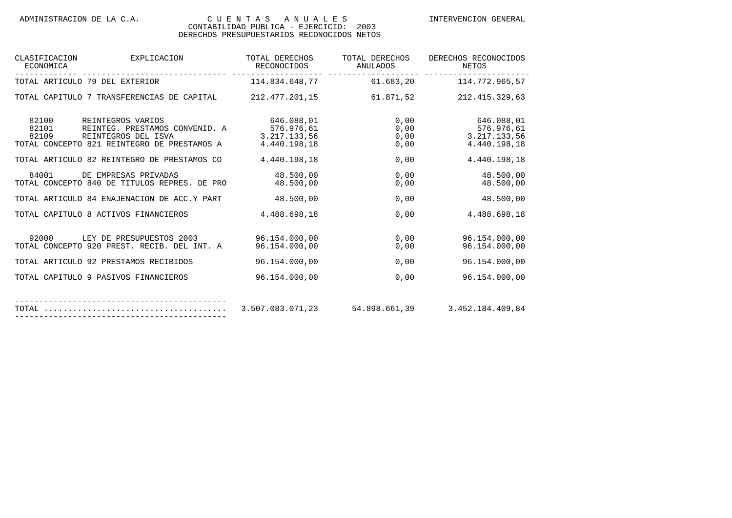ADMINISTRACION DE LA C.A.

# C U E N T A S   A N U A L E S

INTERVENCION GENERAL

CONTABILIDAD PUBLICA - EJERCICIO: 2003

DERECHOS PRESUPUESTARIOS RECONOCIDOS NETOS

| CLASIFICACION ECONOMICA | EXPLICACION | TOTAL DERECHOS RECONOCIDOS | TOTAL DERECHOS ANULADOS | DERECHOS RECONOCIDOS NETOS |
|---|---|---|---|---|
| TOTAL ARTICULO 79 DEL EXTERIOR | | 114.834.648,77 | 61.683,20 | 114.772.965,57 |
| TOTAL CAPITULO 7 TRANSFERENCIAS DE CAPITAL | | 212.477.201,15 | 61.871,52 | 212.415.329,63 |
| 82100 | REINTEGROS VARIOS | 646.088,01 | 0,00 | 646.088,01 |
| 82101 | REINTEG. PRESTAMOS CONVENID. A | 576.976,61 | 0,00 | 576.976,61 |
| 82109 | REINTEGROS DEL ISVA | 3.217.133,56 | 0,00 | 3.217.133,56 |
| TOTAL CONCEPTO 821 REINTEGRO DE PRESTAMOS A | | 4.440.198,18 | 0,00 | 4.440.198,18 |
| TOTAL ARTICULO 82 REINTEGRO DE PRESTAMOS CO | | 4.440.198,18 | 0,00 | 4.440.198,18 |
| 84001 | DE EMPRESAS PRIVADAS | 48.500,00 | 0,00 | 48.500,00 |
| TOTAL CONCEPTO 840 DE TITULOS REPRES. DE PRO | | 48.500,00 | 0,00 | 48.500,00 |
| TOTAL ARTICULO 84 ENAJENACION DE ACC.Y PART | | 48.500,00 | 0,00 | 48.500,00 |
| TOTAL CAPITULO 8 ACTIVOS FINANCIEROS | | 4.488.698,18 | 0,00 | 4.488.698,18 |
| 92000 | LEY DE PRESUPUESTOS 2003 | 96.154.000,00 | 0,00 | 96.154.000,00 |
| TOTAL CONCEPTO 920 PREST. RECIB. DEL INT. A | | 96.154.000,00 | 0,00 | 96.154.000,00 |
| TOTAL ARTICULO 92 PRESTAMOS RECIBIDOS | | 96.154.000,00 | 0,00 | 96.154.000,00 |
| TOTAL CAPITULO 9 PASIVOS FINANCIEROS | | 96.154.000,00 | 0,00 | 96.154.000,00 |
| TOTAL ...................................... | | 3.507.083.071,23 | 54.898.661,39 | 3.452.184.409,84 |